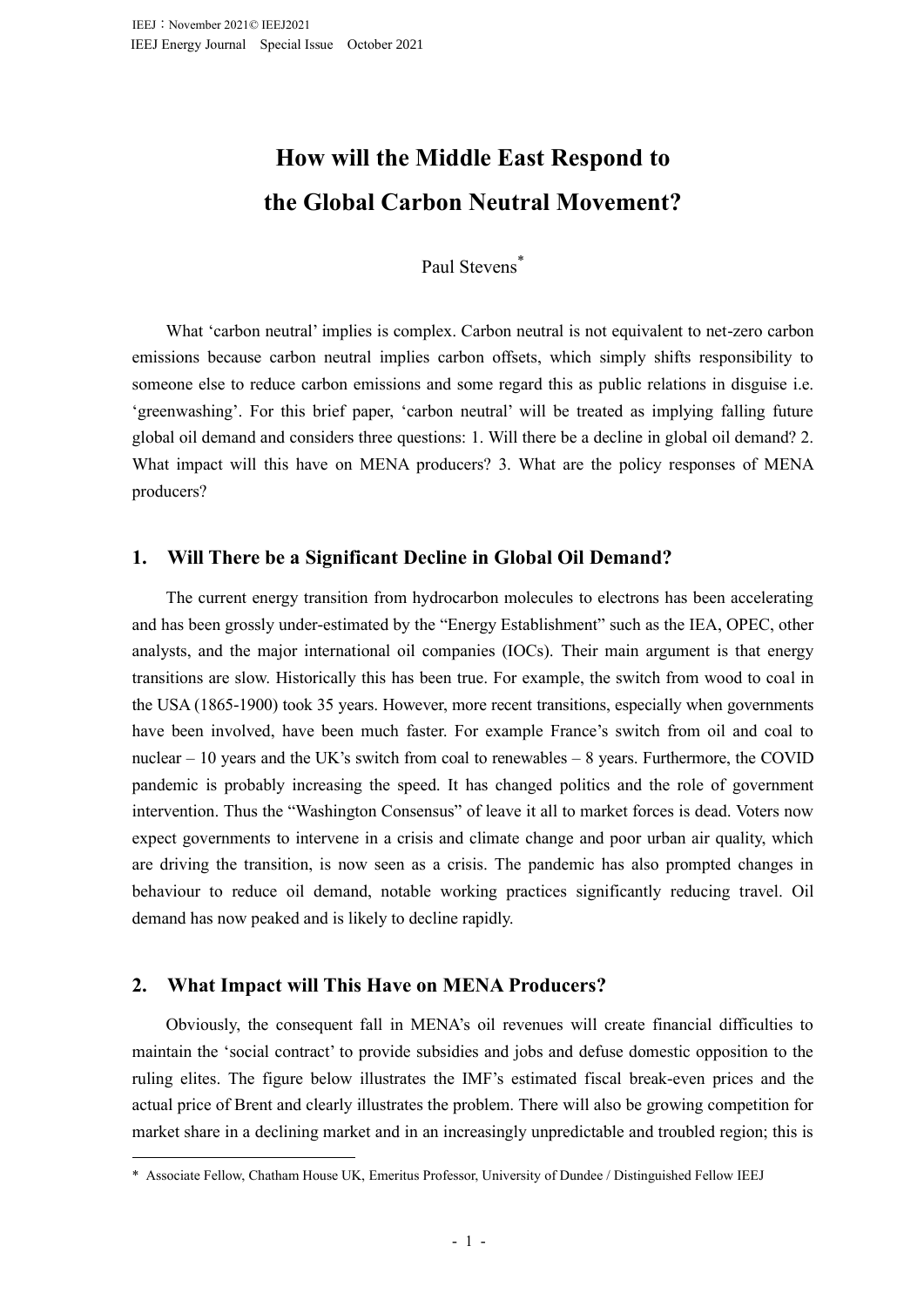# How will the Middle East Respond to the Global Carbon Neutral Movement?

Paul Stevens*

What 'carbon neutral' implies is complex. Carbon neutral is not equivalent to net-zero carbon emissions because carbon neutral implies carbon offsets, which simply shifts responsibility to someone else to reduce carbon emissions and some regard this as public relations in disguise i.e. 'greenwashing'. For this brief paper, 'carbon neutral' will be treated as implying falling future global oil demand and considers three questions: 1. Will there be a decline in global oil demand? 2. What impact will this have on MENA producers? 3. What are the policy responses of MENA producers?

## 1. Will There be a Significant Decline in Global Oil Demand?

The current energy transition from hydrocarbon molecules to electrons has been accelerating and has been grossly under-estimated by the "Energy Establishment" such as the IEA, OPEC, other analysts, and the major international oil companies (IOCs). Their main argument is that energy transitions are slow. Historically this has been true. For example, the switch from wood to coal in the USA (1865-1900) took 35 years. However, more recent transitions, especially when governments have been involved, have been much faster. For example France's switch from oil and coal to nuclear – 10 years and the UK's switch from coal to renewables – 8 years. Furthermore, the COVID pandemic is probably increasing the speed. It has changed politics and the role of government intervention. Thus the "Washington Consensus" of leave it all to market forces is dead. Voters now expect governments to intervene in a crisis and climate change and poor urban air quality, which are driving the transition, is now seen as a crisis. The pandemic has also prompted changes in behaviour to reduce oil demand, notable working practices significantly reducing travel. Oil demand has now peaked and is likely to decline rapidly.

## 2. What Impact will This Have on MENA Producers?

Obviously, the consequent fall in MENA's oil revenues will create financial difficulties to maintain the 'social contract' to provide subsidies and jobs and defuse domestic opposition to the ruling elites. The figure below illustrates the IMF's estimated fiscal break-even prices and the actual price of Brent and clearly illustrates the problem. There will also be growing competition for market share in a declining market and in an increasingly unpredictable and troubled region; this is

---

* Associate Fellow, Chatham House UK, Emeritus Professor, University of Dundee / Distinguished Fellow IEEJ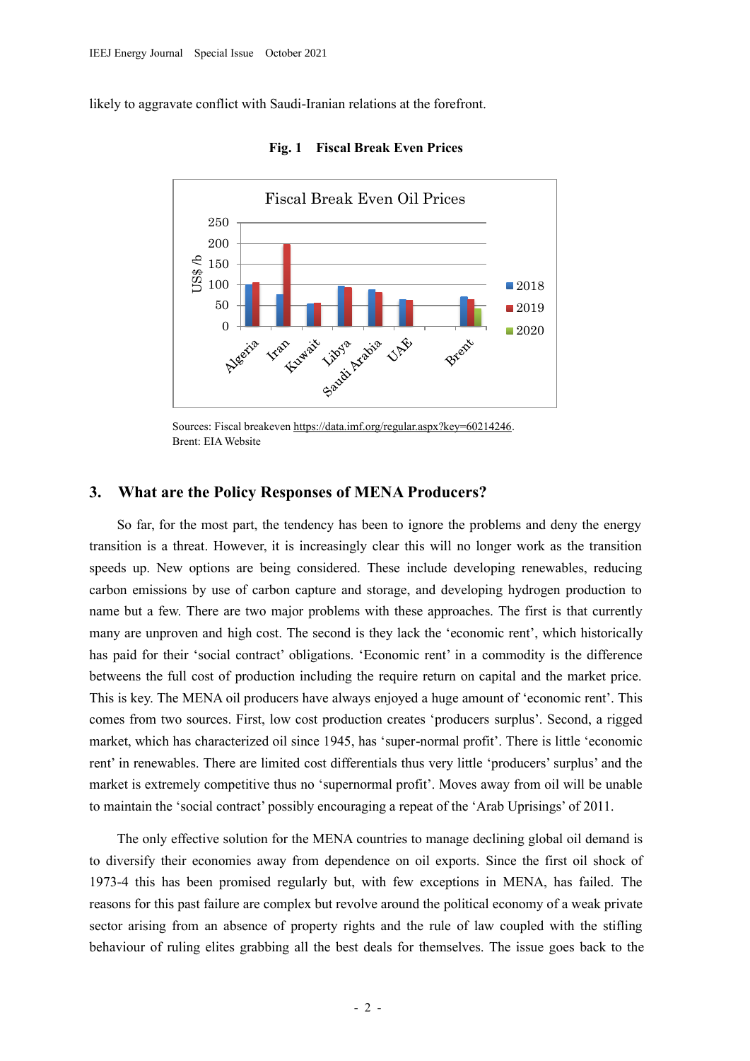likely to aggravate conflict with Saudi-Iranian relations at the forefront.

**Fig. 1 Fiscal Break Even Prices**

Sources: Fiscal breakeven https://data.imf.org/regular.aspx?key=60214246.
Brent: EIA Website

## 3. What are the Policy Responses of MENA Producers?

So far, for the most part, the tendency has been to ignore the problems and deny the energy transition is a threat. However, it is increasingly clear this will no longer work as the transition speeds up. New options are being considered. These include developing renewables, reducing carbon emissions by use of carbon capture and storage, and developing hydrogen production to name but a few. There are two major problems with these approaches. The first is that currently many are unproven and high cost. The second is they lack the 'economic rent', which historically has paid for their 'social contract' obligations. 'Economic rent' in a commodity is the difference betweens the full cost of production including the require return on capital and the market price. This is key. The MENA oil producers have always enjoyed a huge amount of 'economic rent'. This comes from two sources. First, low cost production creates 'producers surplus'. Second, a rigged market, which has characterized oil since 1945, has 'super-normal profit'. There is little 'economic rent' in renewables. There are limited cost differentials thus very little 'producers' surplus' and the market is extremely competitive thus no 'supernormal profit'. Moves away from oil will be unable to maintain the 'social contract' possibly encouraging a repeat of the 'Arab Uprisings' of 2011.

The only effective solution for the MENA countries to manage declining global oil demand is to diversify their economies away from dependence on oil exports. Since the first oil shock of 1973-4 this has been promised regularly but, with few exceptions in MENA, has failed. The reasons for this past failure are complex but revolve around the political economy of a weak private sector arising from an absence of property rights and the rule of law coupled with the stifling behaviour of ruling elites grabbing all the best deals for themselves. The issue goes back to the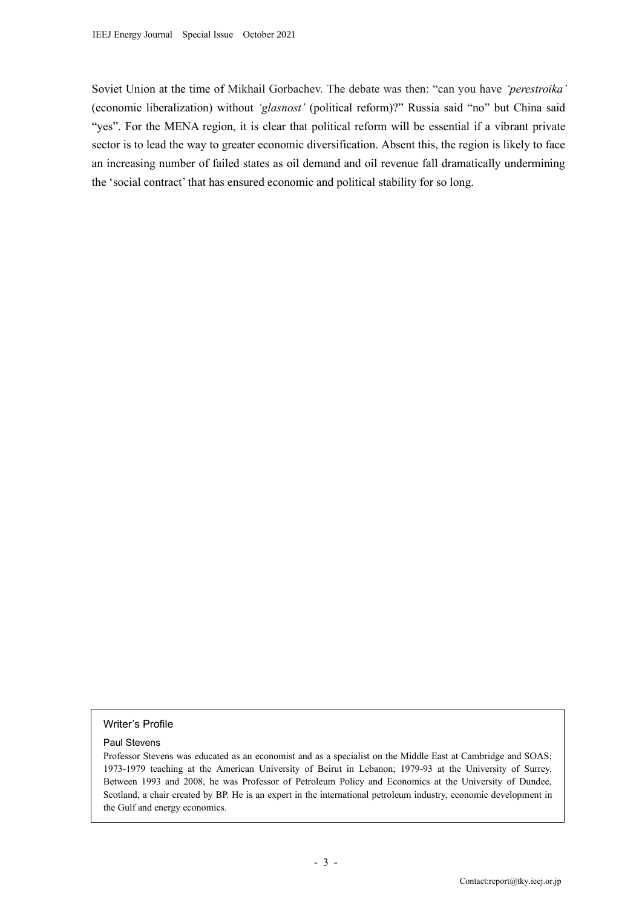Soviet Union at the time of Mikhail Gorbachev. The debate was then: "can you have *'perestroika'* (economic liberalization) without *'glasnost'* (political reform)?" Russia said "no" but China said "yes". For the MENA region, it is clear that political reform will be essential if a vibrant private sector is to lead the way to greater economic diversification. Absent this, the region is likely to face an increasing number of failed states as oil demand and oil revenue fall dramatically undermining the 'social contract' that has ensured economic and political stability for so long.

---

Writer's Profile

Paul Stevens

Professor Stevens was educated as an economist and as a specialist on the Middle East at Cambridge and SOAS; 1973-1979 teaching at the American University of Beirut in Lebanon; 1979-93 at the University of Surrey. Between 1993 and 2008, he was Professor of Petroleum Policy and Economics at the University of Dundee, Scotland, a chair created by BP. He is an expert in the international petroleum industry, economic development in the Gulf and energy economics.

Contact:report@tky.ieej.or.jp